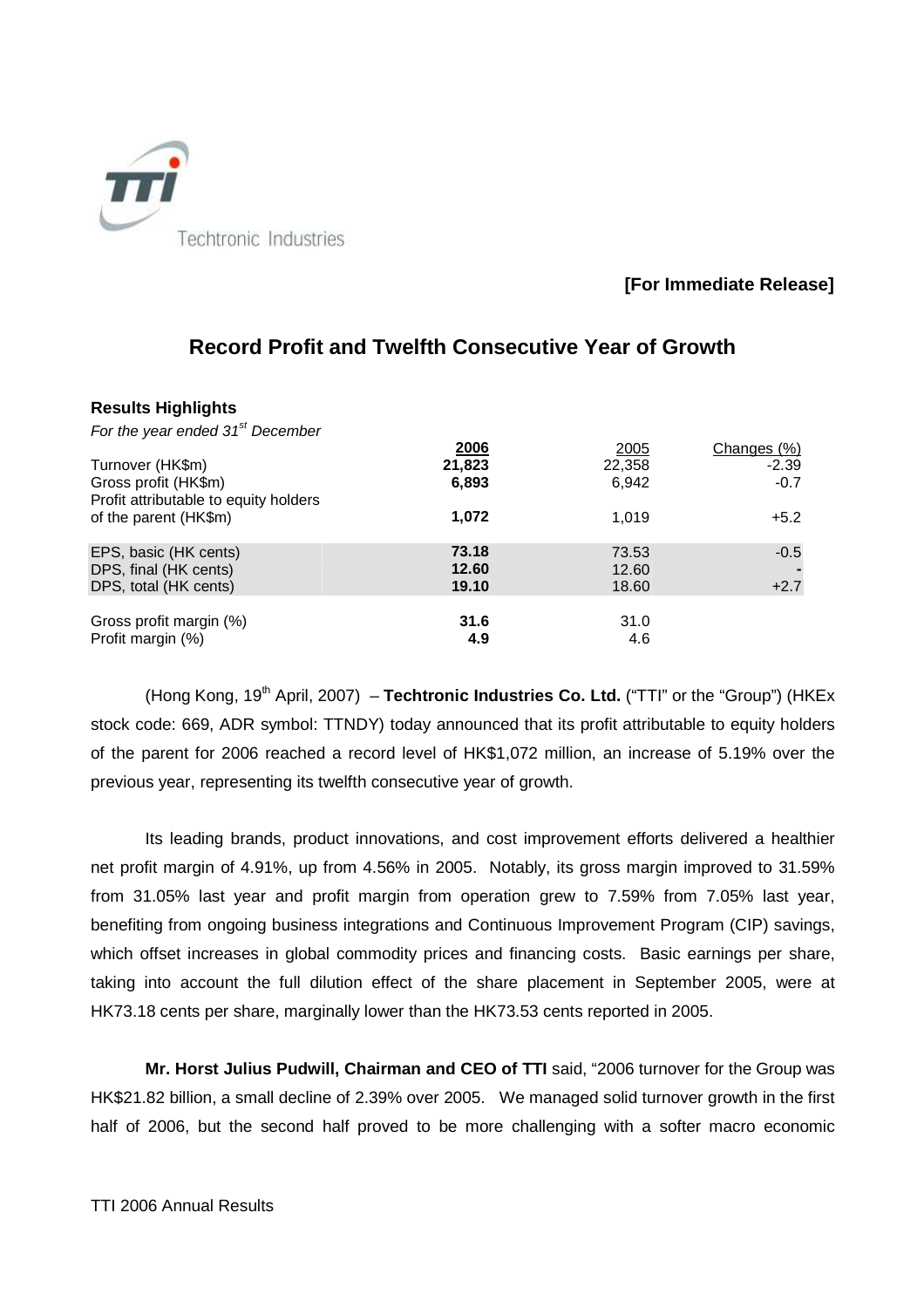**[For Immediate Release]**

# Record Profit and Twelfth Consecutive Year of Growth

### Results Highlights

*For the year ended 31st December*

| | 2006 | 2005 | Changes (%) |
|---|---|---|---|
| Turnover (HK$m) | **21,823** | 22,358 | -2.39 |
| Gross profit (HK$m) | **6,893** | 6,942 | -0.7 |
| Profit attributable to equity holders of the parent (HK$m) | **1,072** | 1,019 | +5.2 |
| EPS, basic (HK cents) | **73.18** | 73.53 | -0.5 |
| DPS, final (HK cents) | **12.60** | 12.60 | - |
| DPS, total (HK cents) | **19.10** | 18.60 | +2.7 |
| Gross profit margin (%) | **31.6** | 31.0 | |
| Profit margin (%) | **4.9** | 4.6 | |

(Hong Kong, 19th April, 2007) – **Techtronic Industries Co. Ltd.** ("TTI" or the "Group") (HKEx stock code: 669, ADR symbol: TTNDY) today announced that its profit attributable to equity holders of the parent for 2006 reached a record level of HK$1,072 million, an increase of 5.19% over the previous year, representing its twelfth consecutive year of growth.

Its leading brands, product innovations, and cost improvement efforts delivered a healthier net profit margin of 4.91%, up from 4.56% in 2005. Notably, its gross margin improved to 31.59% from 31.05% last year and profit margin from operation grew to 7.59% from 7.05% last year, benefiting from ongoing business integrations and Continuous Improvement Program (CIP) savings, which offset increases in global commodity prices and financing costs. Basic earnings per share, taking into account the full dilution effect of the share placement in September 2005, were at HK73.18 cents per share, marginally lower than the HK73.53 cents reported in 2005.

**Mr. Horst Julius Pudwill, Chairman and CEO of TTI** said, "2006 turnover for the Group was HK$21.82 billion, a small decline of 2.39% over 2005. We managed solid turnover growth in the first half of 2006, but the second half proved to be more challenging with a softer macro economic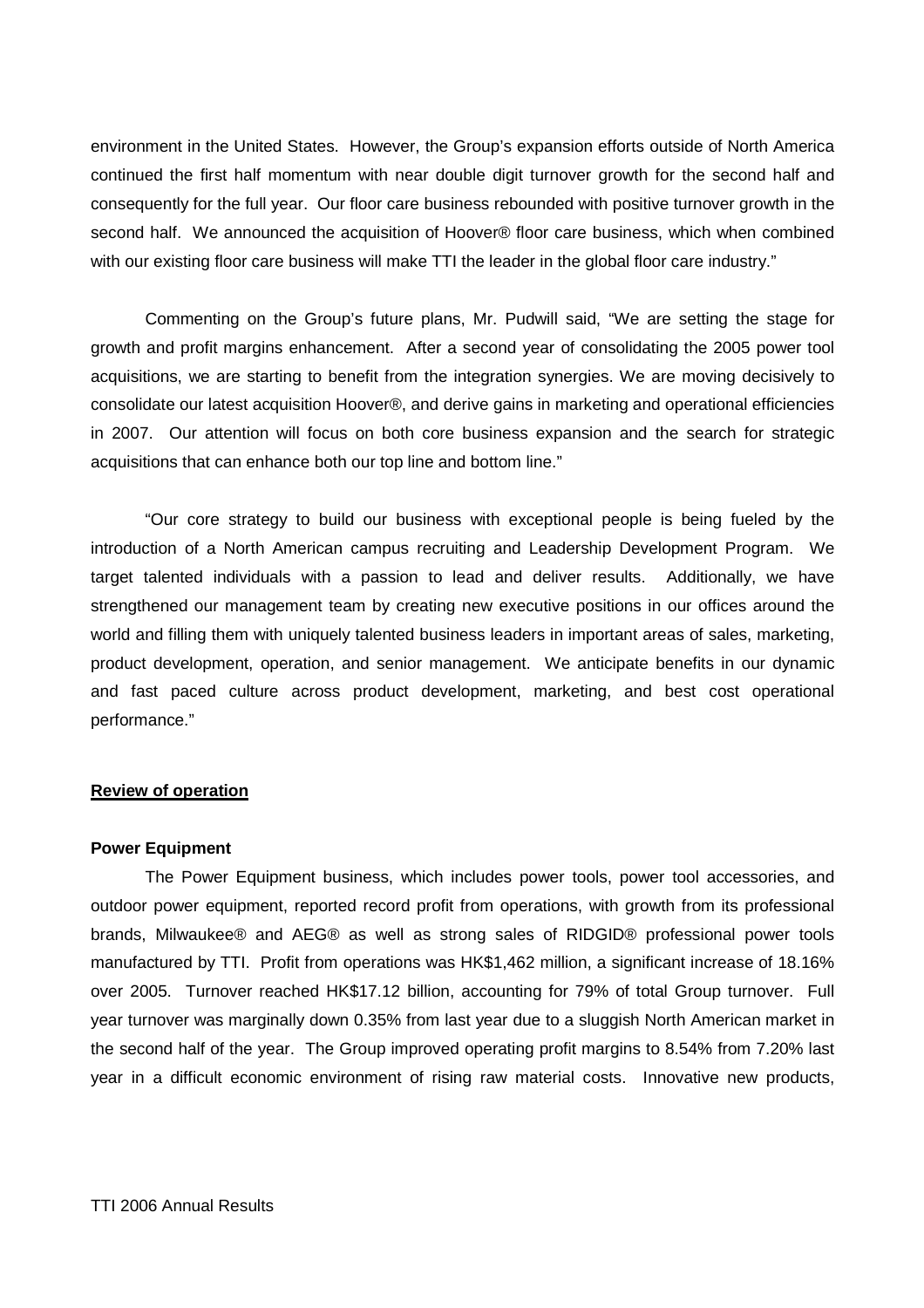environment in the United States. However, the Group's expansion efforts outside of North America continued the first half momentum with near double digit turnover growth for the second half and consequently for the full year. Our floor care business rebounded with positive turnover growth in the second half. We announced the acquisition of Hoover® floor care business, which when combined with our existing floor care business will make TTI the leader in the global floor care industry."

Commenting on the Group's future plans, Mr. Pudwill said, "We are setting the stage for growth and profit margins enhancement. After a second year of consolidating the 2005 power tool acquisitions, we are starting to benefit from the integration synergies. We are moving decisively to consolidate our latest acquisition Hoover®, and derive gains in marketing and operational efficiencies in 2007. Our attention will focus on both core business expansion and the search for strategic acquisitions that can enhance both our top line and bottom line."

"Our core strategy to build our business with exceptional people is being fueled by the introduction of a North American campus recruiting and Leadership Development Program. We target talented individuals with a passion to lead and deliver results. Additionally, we have strengthened our management team by creating new executive positions in our offices around the world and filling them with uniquely talented business leaders in important areas of sales, marketing, product development, operation, and senior management. We anticipate benefits in our dynamic and fast paced culture across product development, marketing, and best cost operational performance."

## Review of operation

### Power Equipment

The Power Equipment business, which includes power tools, power tool accessories, and outdoor power equipment, reported record profit from operations, with growth from its professional brands, Milwaukee® and AEG® as well as strong sales of RIDGID® professional power tools manufactured by TTI. Profit from operations was HK$1,462 million, a significant increase of 18.16% over 2005. Turnover reached HK$17.12 billion, accounting for 79% of total Group turnover. Full year turnover was marginally down 0.35% from last year due to a sluggish North American market in the second half of the year. The Group improved operating profit margins to 8.54% from 7.20% last year in a difficult economic environment of rising raw material costs. Innovative new products,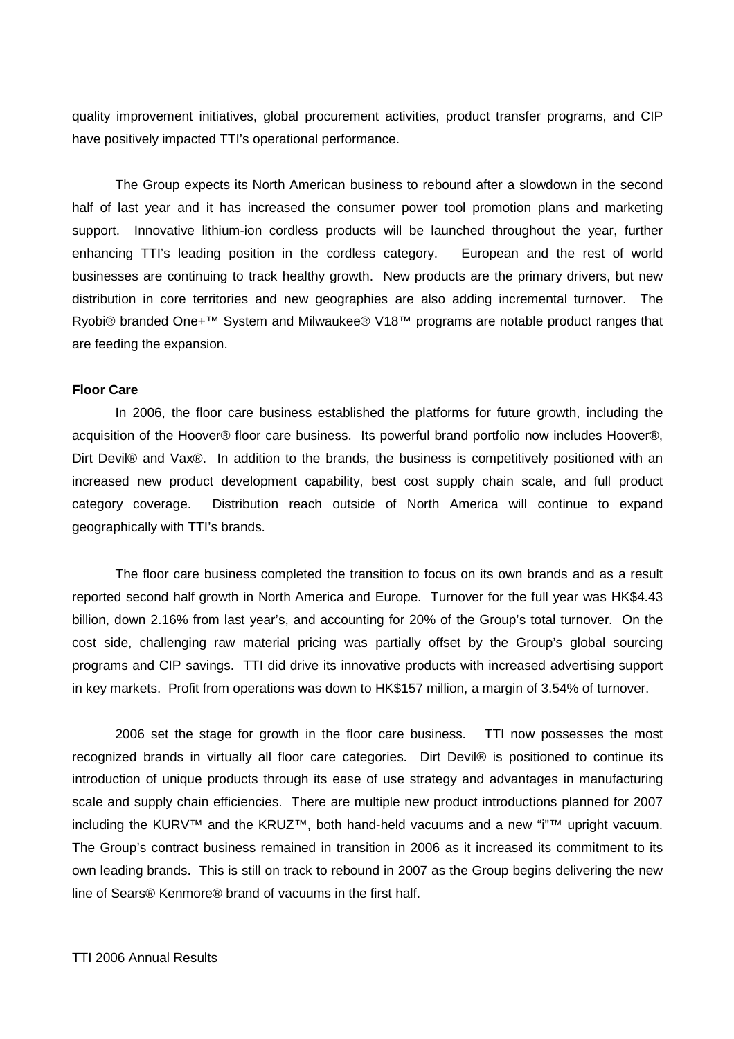quality improvement initiatives, global procurement activities, product transfer programs, and CIP have positively impacted TTI's operational performance.

The Group expects its North American business to rebound after a slowdown in the second half of last year and it has increased the consumer power tool promotion plans and marketing support. Innovative lithium-ion cordless products will be launched throughout the year, further enhancing TTI's leading position in the cordless category. European and the rest of world businesses are continuing to track healthy growth. New products are the primary drivers, but new distribution in core territories and new geographies are also adding incremental turnover. The Ryobi® branded One+™ System and Milwaukee® V18™ programs are notable product ranges that are feeding the expansion.

**Floor Care**

In 2006, the floor care business established the platforms for future growth, including the acquisition of the Hoover® floor care business. Its powerful brand portfolio now includes Hoover®, Dirt Devil® and Vax®. In addition to the brands, the business is competitively positioned with an increased new product development capability, best cost supply chain scale, and full product category coverage. Distribution reach outside of North America will continue to expand geographically with TTI's brands.

The floor care business completed the transition to focus on its own brands and as a result reported second half growth in North America and Europe. Turnover for the full year was HK$4.43 billion, down 2.16% from last year's, and accounting for 20% of the Group's total turnover. On the cost side, challenging raw material pricing was partially offset by the Group's global sourcing programs and CIP savings. TTI did drive its innovative products with increased advertising support in key markets. Profit from operations was down to HK$157 million, a margin of 3.54% of turnover.

2006 set the stage for growth in the floor care business. TTI now possesses the most recognized brands in virtually all floor care categories. Dirt Devil® is positioned to continue its introduction of unique products through its ease of use strategy and advantages in manufacturing scale and supply chain efficiencies. There are multiple new product introductions planned for 2007 including the KURV™ and the KRUZ™, both hand-held vacuums and a new "i"™ upright vacuum. The Group's contract business remained in transition in 2006 as it increased its commitment to its own leading brands. This is still on track to rebound in 2007 as the Group begins delivering the new line of Sears® Kenmore® brand of vacuums in the first half.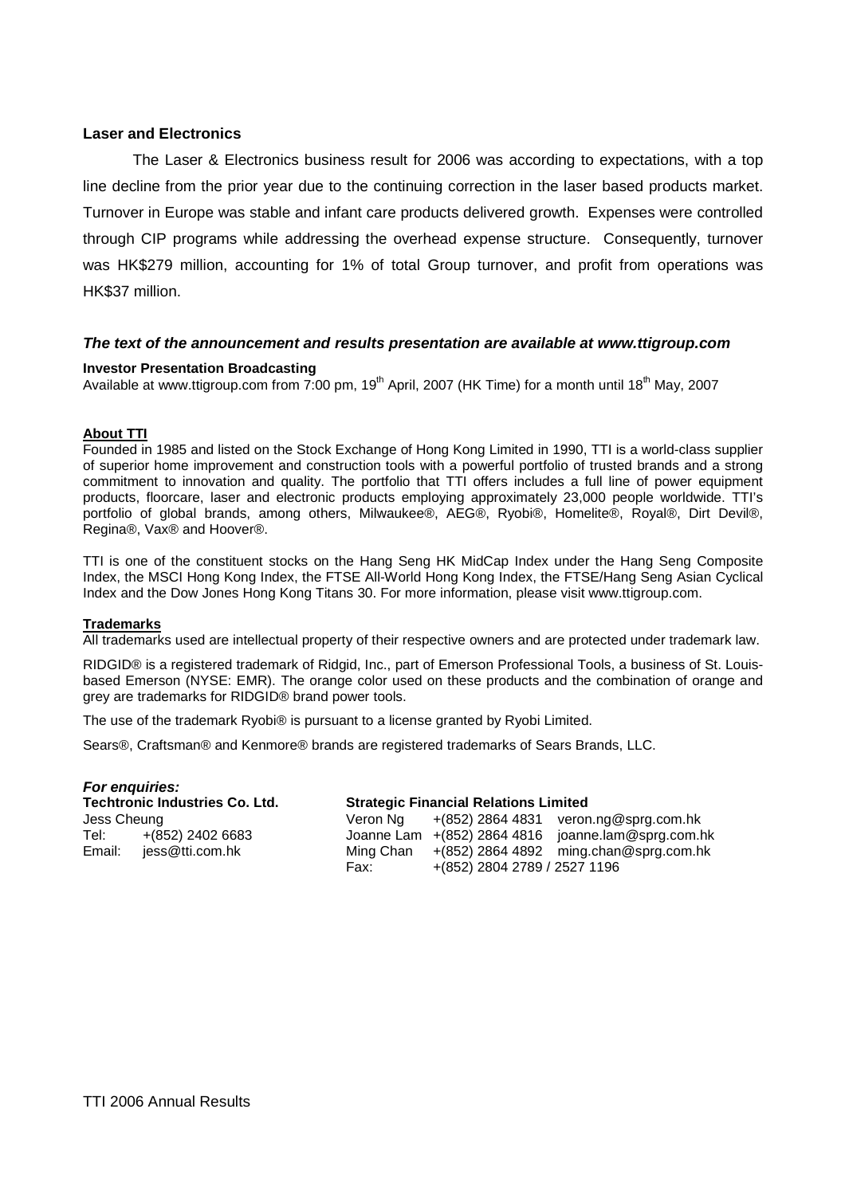### Laser and Electronics

The Laser & Electronics business result for 2006 was according to expectations, with a top line decline from the prior year due to the continuing correction in the laser based products market. Turnover in Europe was stable and infant care products delivered growth. Expenses were controlled through CIP programs while addressing the overhead expense structure. Consequently, turnover was HK$279 million, accounting for 1% of total Group turnover, and profit from operations was HK$37 million.

***The text of the announcement and results presentation are available at www.ttigroup.com***

**Investor Presentation Broadcasting**

Available at www.ttigroup.com from 7:00 pm, 19th April, 2007 (HK Time) for a month until 18th May, 2007

**About TTI**

Founded in 1985 and listed on the Stock Exchange of Hong Kong Limited in 1990, TTI is a world-class supplier of superior home improvement and construction tools with a powerful portfolio of trusted brands and a strong commitment to innovation and quality. The portfolio that TTI offers includes a full line of power equipment products, floorcare, laser and electronic products employing approximately 23,000 people worldwide. TTI's portfolio of global brands, among others, Milwaukee®, AEG®, Ryobi®, Homelite®, Royal®, Dirt Devil®, Regina®, Vax® and Hoover®.

TTI is one of the constituent stocks on the Hang Seng HK MidCap Index under the Hang Seng Composite Index, the MSCI Hong Kong Index, the FTSE All-World Hong Kong Index, the FTSE/Hang Seng Asian Cyclical Index and the Dow Jones Hong Kong Titans 30. For more information, please visit www.ttigroup.com.

**Trademarks**

All trademarks used are intellectual property of their respective owners and are protected under trademark law.

RIDGID® is a registered trademark of Ridgid, Inc., part of Emerson Professional Tools, a business of St. Louis-based Emerson (NYSE: EMR). The orange color used on these products and the combination of orange and grey are trademarks for RIDGID® brand power tools.

The use of the trademark Ryobi® is pursuant to a license granted by Ryobi Limited.

Sears®, Craftsman® and Kenmore® brands are registered trademarks of Sears Brands, LLC.

***For enquiries:***

**Techtronic Industries Co. Ltd.**
Jess Cheung
Tel: +(852) 2402 6683
Email: jess@tti.com.hk

**Strategic Financial Relations Limited**

| | | |
|---|---|---|
| Veron Ng | +(852) 2864 4831 | veron.ng@sprg.com.hk |
| Joanne Lam | +(852) 2864 4816 | joanne.lam@sprg.com.hk |
| Ming Chan | +(852) 2864 4892 | ming.chan@sprg.com.hk |
| Fax: | +(852) 2804 2789 / 2527 1196 | |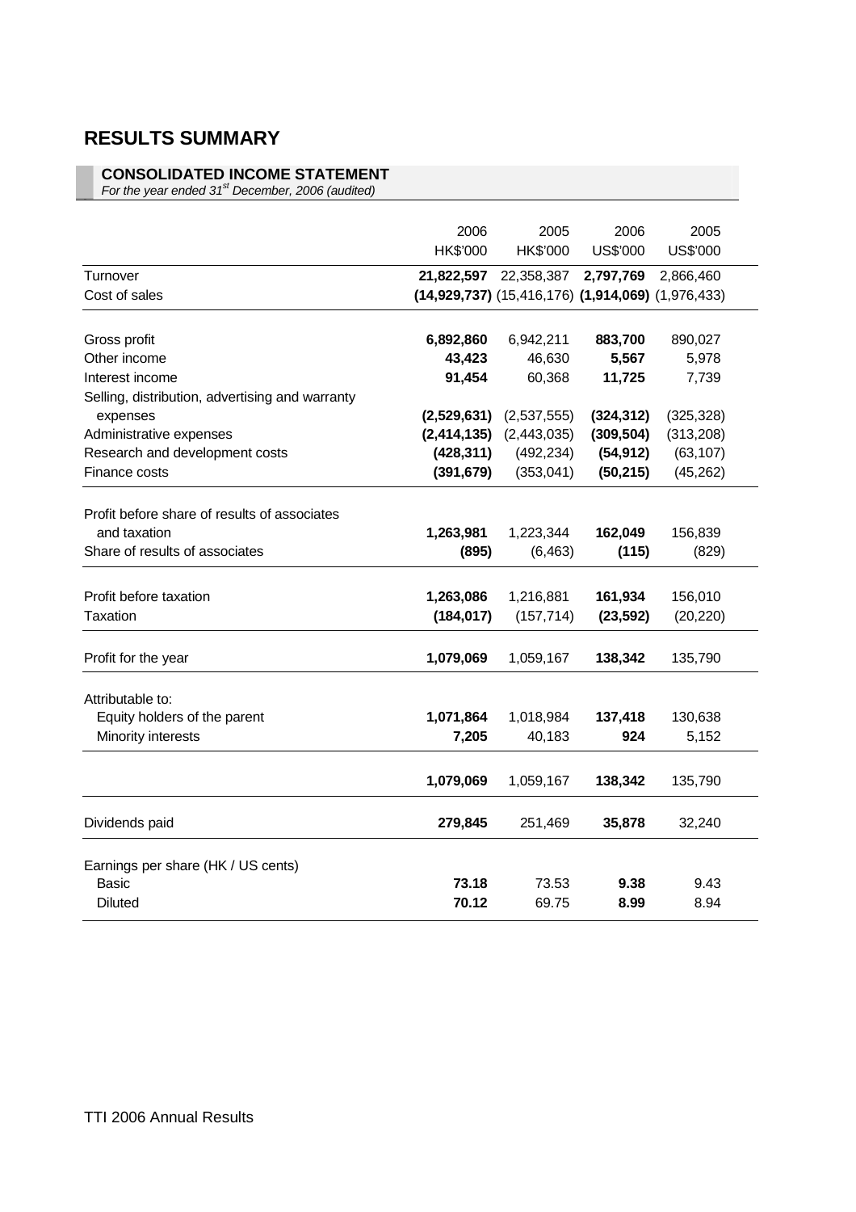# RESULTS SUMMARY

## CONSOLIDATED INCOME STATEMENT

*For the year ended 31st December, 2006 (audited)*

| | 2006<br>HK$'000 | 2005<br>HK$'000 | 2006<br>US$'000 | 2005<br>US$'000 |
|---|---|---|---|---|
| Turnover | **21,822,597** | 22,358,387 | **2,797,769** | 2,866,460 |
| Cost of sales | **(14,929,737)** | (15,416,176) | **(1,914,069)** | (1,976,433) |
| Gross profit | **6,892,860** | 6,942,211 | **883,700** | 890,027 |
| Other income | **43,423** | 46,630 | **5,567** | 5,978 |
| Interest income | **91,454** | 60,368 | **11,725** | 7,739 |
| Selling, distribution, advertising and warranty expenses | **(2,529,631)** | (2,537,555) | **(324,312)** | (325,328) |
| Administrative expenses | **(2,414,135)** | (2,443,035) | **(309,504)** | (313,208) |
| Research and development costs | **(428,311)** | (492,234) | **(54,912)** | (63,107) |
| Finance costs | **(391,679)** | (353,041) | **(50,215)** | (45,262) |
| Profit before share of results of associates and taxation | **1,263,981** | 1,223,344 | **162,049** | 156,839 |
| Share of results of associates | **(895)** | (6,463) | **(115)** | (829) |
| Profit before taxation | **1,263,086** | 1,216,881 | **161,934** | 156,010 |
| Taxation | **(184,017)** | (157,714) | **(23,592)** | (20,220) |
| Profit for the year | **1,079,069** | 1,059,167 | **138,342** | 135,790 |
| Attributable to: | | | | |
| Equity holders of the parent | **1,071,864** | 1,018,984 | **137,418** | 130,638 |
| Minority interests | **7,205** | 40,183 | **924** | 5,152 |
| | **1,079,069** | 1,059,167 | **138,342** | 135,790 |
| Dividends paid | **279,845** | 251,469 | **35,878** | 32,240 |
| Earnings per share (HK / US cents) | | | | |
| Basic | **73.18** | 73.53 | **9.38** | 9.43 |
| Diluted | **70.12** | 69.75 | **8.99** | 8.94 |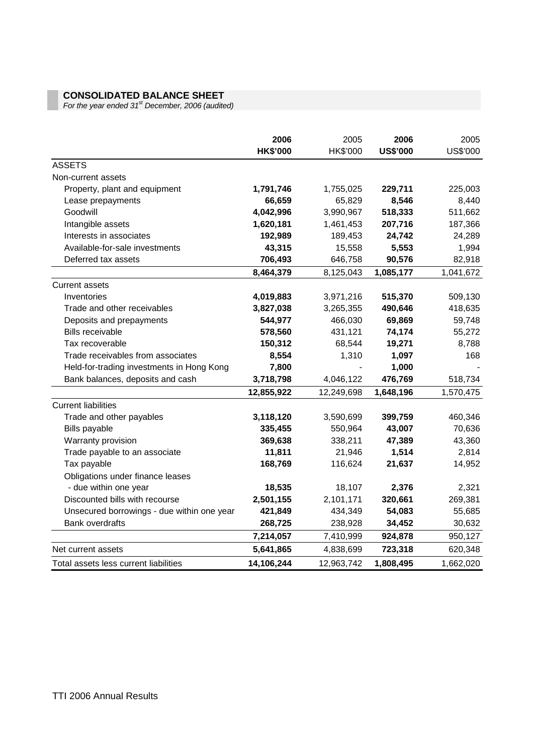## CONSOLIDATED BALANCE SHEET

*For the year ended 31st December, 2006 (audited)*

| | **2006** | 2005 | **2006** | 2005 |
|---|---|---|---|---|
| | **HK$'000** | HK$'000 | **US$'000** | US$'000 |
| ASSETS | | | | |
| Non-current assets | | | | |
| Property, plant and equipment | **1,791,746** | 1,755,025 | **229,711** | 225,003 |
| Lease prepayments | **66,659** | 65,829 | **8,546** | 8,440 |
| Goodwill | **4,042,996** | 3,990,967 | **518,333** | 511,662 |
| Intangible assets | **1,620,181** | 1,461,453 | **207,716** | 187,366 |
| Interests in associates | **192,989** | 189,453 | **24,742** | 24,289 |
| Available-for-sale investments | **43,315** | 15,558 | **5,553** | 1,994 |
| Deferred tax assets | **706,493** | 646,758 | **90,576** | 82,918 |
| | **8,464,379** | 8,125,043 | **1,085,177** | 1,041,672 |
| Current assets | | | | |
| Inventories | **4,019,883** | 3,971,216 | **515,370** | 509,130 |
| Trade and other receivables | **3,827,038** | 3,265,355 | **490,646** | 418,635 |
| Deposits and prepayments | **544,977** | 466,030 | **69,869** | 59,748 |
| Bills receivable | **578,560** | 431,121 | **74,174** | 55,272 |
| Tax recoverable | **150,312** | 68,544 | **19,271** | 8,788 |
| Trade receivables from associates | **8,554** | 1,310 | **1,097** | 168 |
| Held-for-trading investments in Hong Kong | **7,800** | - | **1,000** | - |
| Bank balances, deposits and cash | **3,718,798** | 4,046,122 | **476,769** | 518,734 |
| | **12,855,922** | 12,249,698 | **1,648,196** | 1,570,475 |
| Current liabilities | | | | |
| Trade and other payables | **3,118,120** | 3,590,699 | **399,759** | 460,346 |
| Bills payable | **335,455** | 550,964 | **43,007** | 70,636 |
| Warranty provision | **369,638** | 338,211 | **47,389** | 43,360 |
| Trade payable to an associate | **11,811** | 21,946 | **1,514** | 2,814 |
| Tax payable | **168,769** | 116,624 | **21,637** | 14,952 |
| Obligations under finance leases | | | | |
| - due within one year | **18,535** | 18,107 | **2,376** | 2,321 |
| Discounted bills with recourse | **2,501,155** | 2,101,171 | **320,661** | 269,381 |
| Unsecured borrowings - due within one year | **421,849** | 434,349 | **54,083** | 55,685 |
| Bank overdrafts | **268,725** | 238,928 | **34,452** | 30,632 |
| | **7,214,057** | 7,410,999 | **924,878** | 950,127 |
| Net current assets | **5,641,865** | 4,838,699 | **723,318** | 620,348 |
| Total assets less current liabilities | **14,106,244** | 12,963,742 | **1,808,495** | 1,662,020 |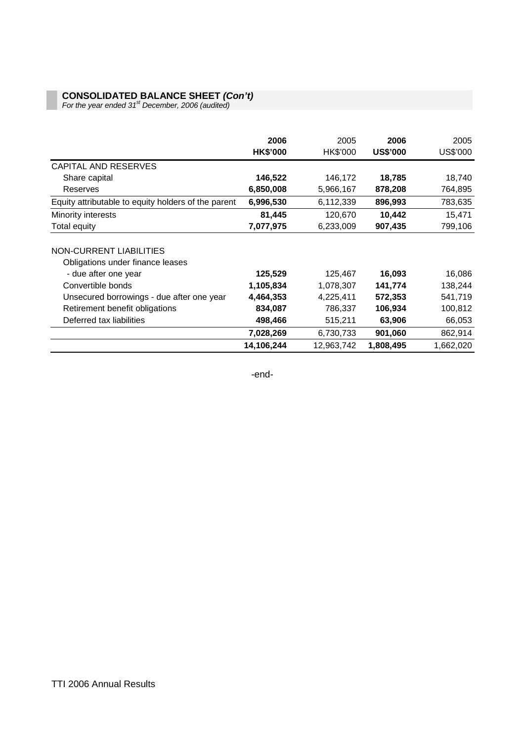## **CONSOLIDATED BALANCE SHEET *(Con't)***

*For the year ended 31st December, 2006 (audited)*

| | **2006 HK$'000** | 2005 HK$'000 | **2006 US$'000** | 2005 US$'000 |
|---|---|---|---|---|
| CAPITAL AND RESERVES | | | | |
| Share capital | **146,522** | 146,172 | **18,785** | 18,740 |
| Reserves | **6,850,008** | 5,966,167 | **878,208** | 764,895 |
| Equity attributable to equity holders of the parent | **6,996,530** | 6,112,339 | **896,993** | 783,635 |
| Minority interests | **81,445** | 120,670 | **10,442** | 15,471 |
| Total equity | **7,077,975** | 6,233,009 | **907,435** | 799,106 |
| NON-CURRENT LIABILITIES | | | | |
| Obligations under finance leases | | | | |
| - due after one year | **125,529** | 125,467 | **16,093** | 16,086 |
| Convertible bonds | **1,105,834** | 1,078,307 | **141,774** | 138,244 |
| Unsecured borrowings - due after one year | **4,464,353** | 4,225,411 | **572,353** | 541,719 |
| Retirement benefit obligations | **834,087** | 786,337 | **106,934** | 100,812 |
| Deferred tax liabilities | **498,466** | 515,211 | **63,906** | 66,053 |
| | **7,028,269** | 6,730,733 | **901,060** | 862,914 |
| | **14,106,244** | 12,963,742 | **1,808,495** | 1,662,020 |

-end-